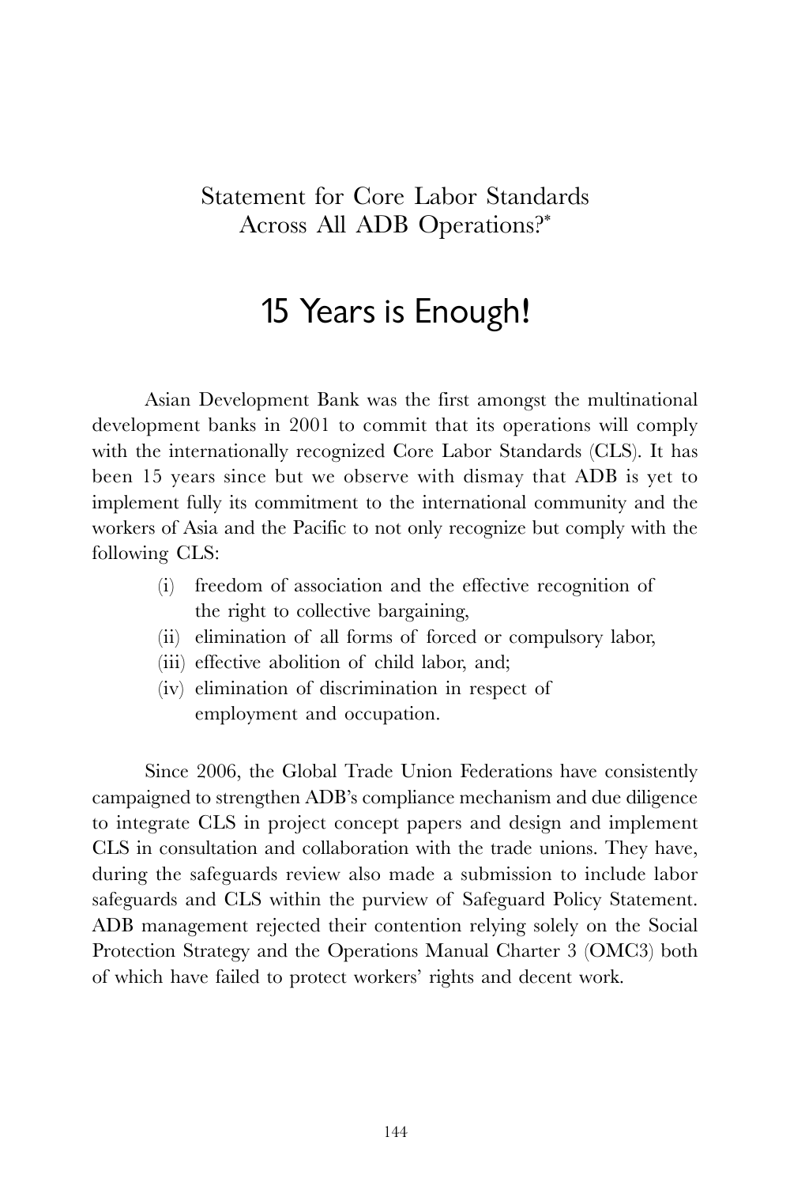Statement for Core Labor Standards Across All ADB Operations?*

# 15 Years is Enough!

Asian Development Bank was the first amongst the multinational development banks in 2001 to commit that its operations will comply with the internationally recognized Core Labor Standards (CLS). It has been 15 years since but we observe with dismay that ADB is yet to implement fully its commitment to the international community and the workers of Asia and the Pacific to not only recognize but comply with the following CLS:

(i) freedom of association and the effective recognition of the right to collective bargaining,
(ii) elimination of all forms of forced or compulsory labor,
(iii) effective abolition of child labor, and;
(iv) elimination of discrimination in respect of employment and occupation.

Since 2006, the Global Trade Union Federations have consistently campaigned to strengthen ADB's compliance mechanism and due diligence to integrate CLS in project concept papers and design and implement CLS in consultation and collaboration with the trade unions. They have, during the safeguards review also made a submission to include labor safeguards and CLS within the purview of Safeguard Policy Statement. ADB management rejected their contention relying solely on the Social Protection Strategy and the Operations Manual Charter 3 (OMC3) both of which have failed to protect workers' rights and decent work.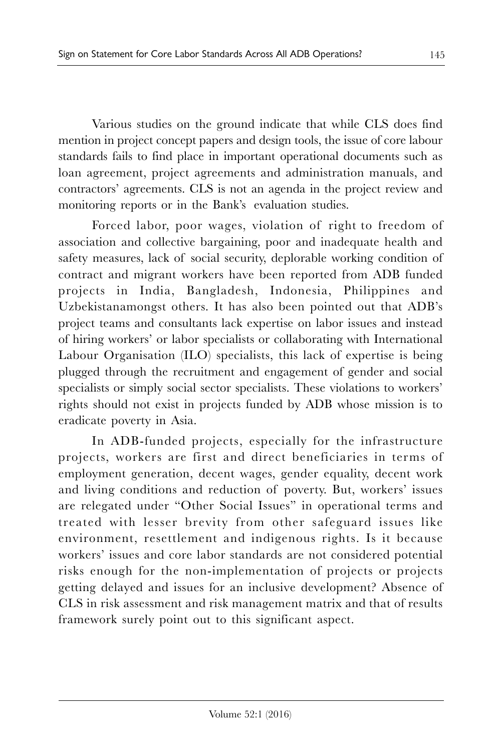Various studies on the ground indicate that while CLS does find mention in project concept papers and design tools, the issue of core labour standards fails to find place in important operational documents such as loan agreement, project agreements and administration manuals, and contractors' agreements. CLS is not an agenda in the project review and monitoring reports or in the Bank's evaluation studies.

Forced labor, poor wages, violation of right to freedom of association and collective bargaining, poor and inadequate health and safety measures, lack of social security, deplorable working condition of contract and migrant workers have been reported from ADB funded projects in India, Bangladesh, Indonesia, Philippines and Uzbekistanamongst others. It has also been pointed out that ADB's project teams and consultants lack expertise on labor issues and instead of hiring workers' or labor specialists or collaborating with International Labour Organisation (ILO) specialists, this lack of expertise is being plugged through the recruitment and engagement of gender and social specialists or simply social sector specialists. These violations to workers' rights should not exist in projects funded by ADB whose mission is to eradicate poverty in Asia.

In ADB-funded projects, especially for the infrastructure projects, workers are first and direct beneficiaries in terms of employment generation, decent wages, gender equality, decent work and living conditions and reduction of poverty. But, workers' issues are relegated under "Other Social Issues" in operational terms and treated with lesser brevity from other safeguard issues like environment, resettlement and indigenous rights. Is it because workers' issues and core labor standards are not considered potential risks enough for the non-implementation of projects or projects getting delayed and issues for an inclusive development? Absence of CLS in risk assessment and risk management matrix and that of results framework surely point out to this significant aspect.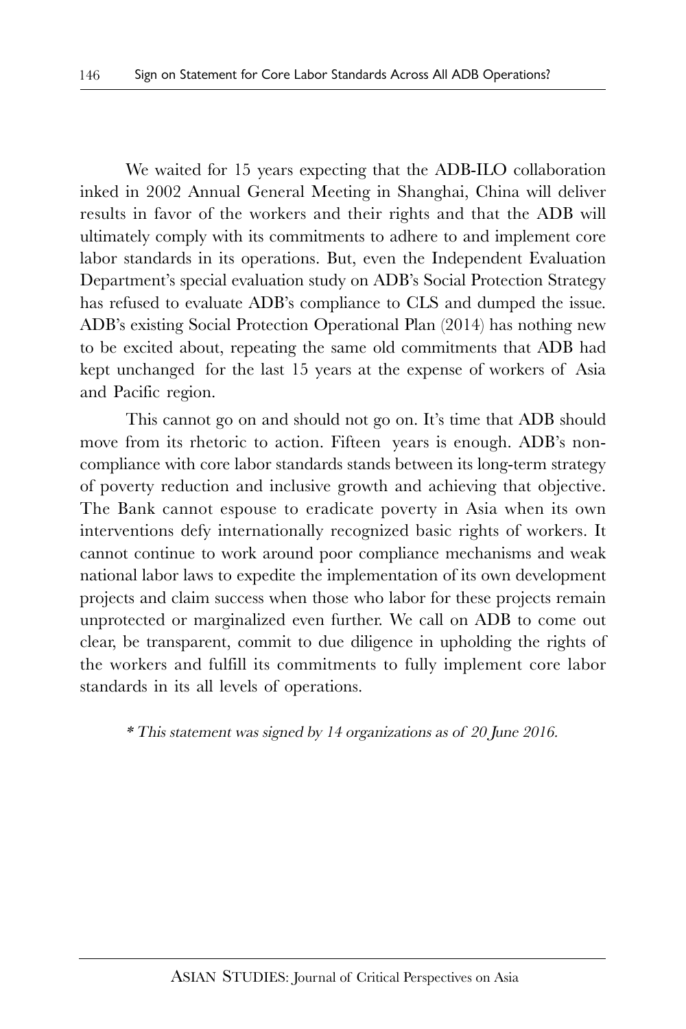We waited for 15 years expecting that the ADB-ILO collaboration inked in 2002 Annual General Meeting in Shanghai, China will deliver results in favor of the workers and their rights and that the ADB will ultimately comply with its commitments to adhere to and implement core labor standards in its operations. But, even the Independent Evaluation Department's special evaluation study on ADB's Social Protection Strategy has refused to evaluate ADB's compliance to CLS and dumped the issue. ADB's existing Social Protection Operational Plan (2014) has nothing new to be excited about, repeating the same old commitments that ADB had kept unchanged for the last 15 years at the expense of workers of Asia and Pacific region.

This cannot go on and should not go on. It's time that ADB should move from its rhetoric to action. Fifteen years is enough. ADB's non-compliance with core labor standards stands between its long-term strategy of poverty reduction and inclusive growth and achieving that objective. The Bank cannot espouse to eradicate poverty in Asia when its own interventions defy internationally recognized basic rights of workers. It cannot continue to work around poor compliance mechanisms and weak national labor laws to expedite the implementation of its own development projects and claim success when those who labor for these projects remain unprotected or marginalized even further. We call on ADB to come out clear, be transparent, commit to due diligence in upholding the rights of the workers and fulfill its commitments to fully implement core labor standards in its all levels of operations.

*\* This statement was signed by 14 organizations as of 20 June 2016.*